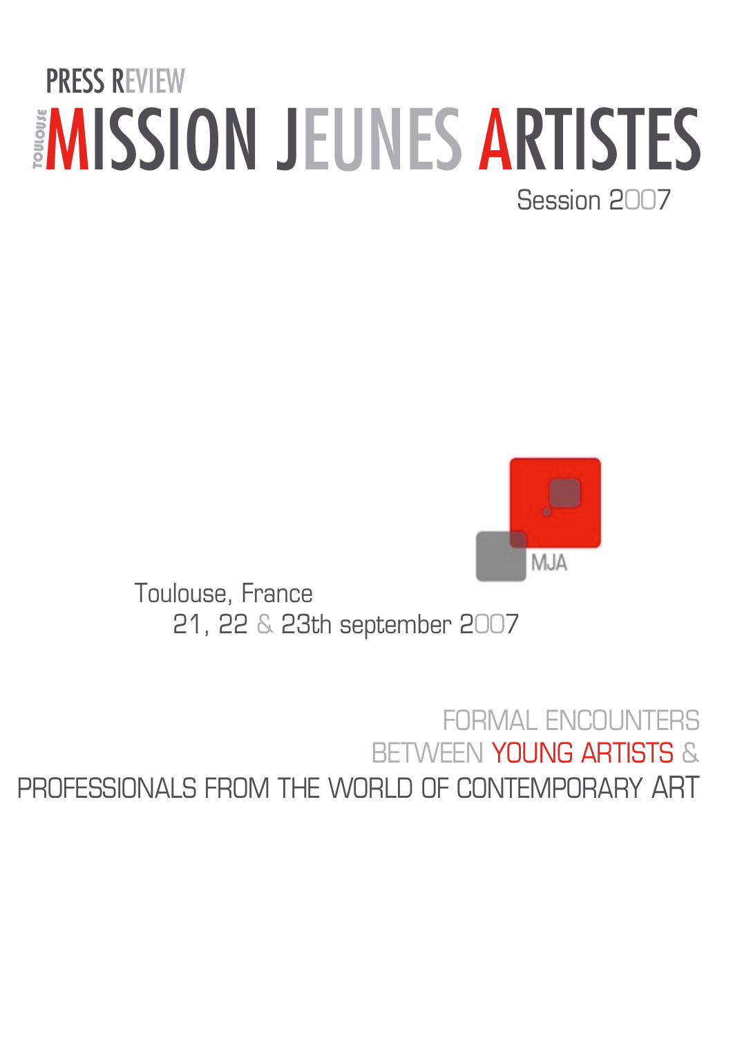PRESS REVIEW

# TOULOUSE MISSION JEUNES ARTISTES

Session 2007

MJA

Toulouse, France
21, 22 & 23th september 2007

FORMAL ENCOUNTERS
BETWEEN YOUNG ARTISTS &
PROFESSIONALS FROM THE WORLD OF CONTEMPORARY ART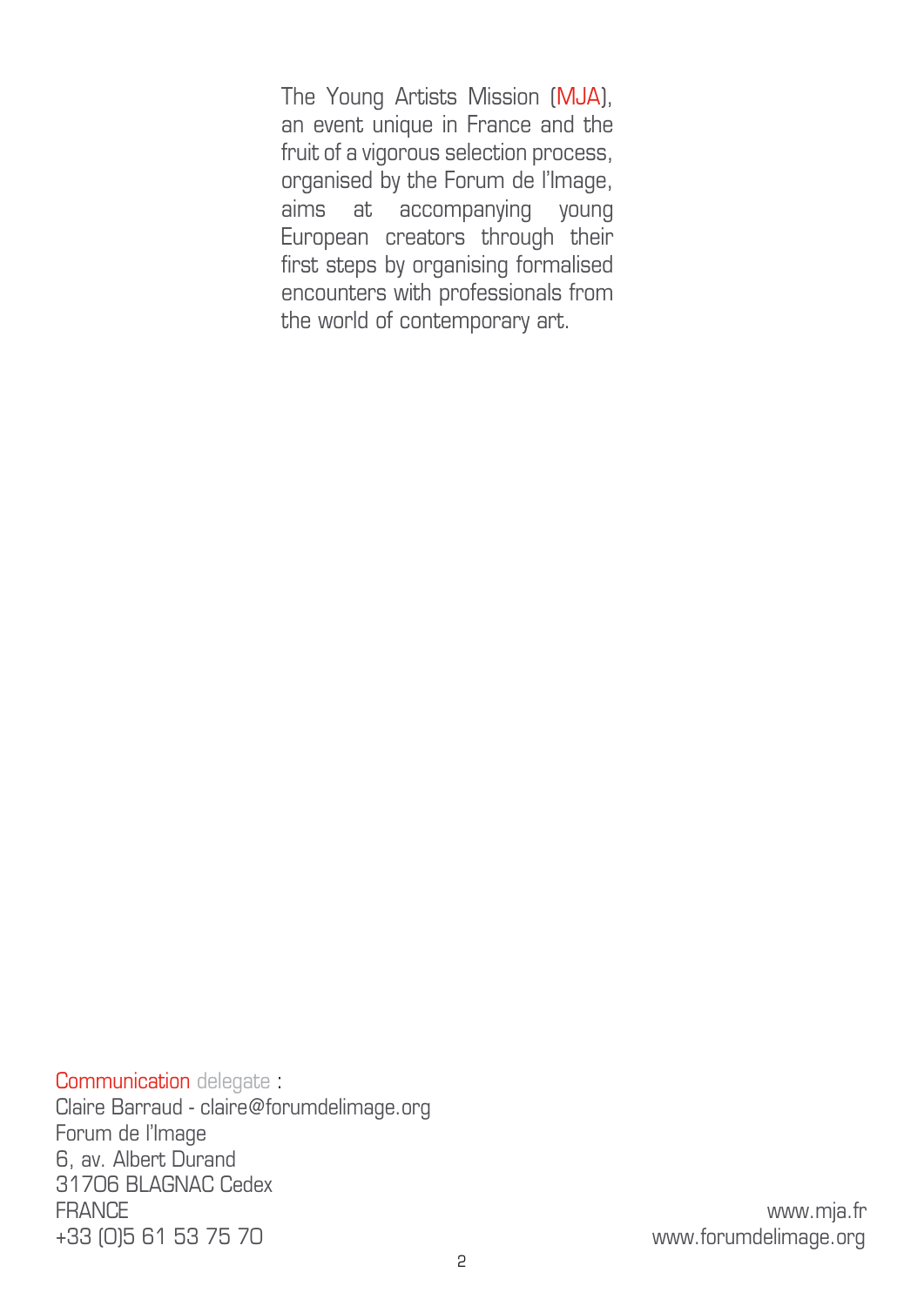The Young Artists Mission (MJA), an event unique in France and the fruit of a vigorous selection process, organised by the Forum de l'Image, aims at accompanying young European creators through their first steps by organising formalised encounters with professionals from the world of contemporary art.

Communication delegate :
Claire Barraud - claire@forumdelimage.org
Forum de l'Image
6, av. Albert Durand
31706 BLAGNAC Cedex
FRANCE
+33 (0)5 61 53 75 70

www.mja.fr
www.forumdelimage.org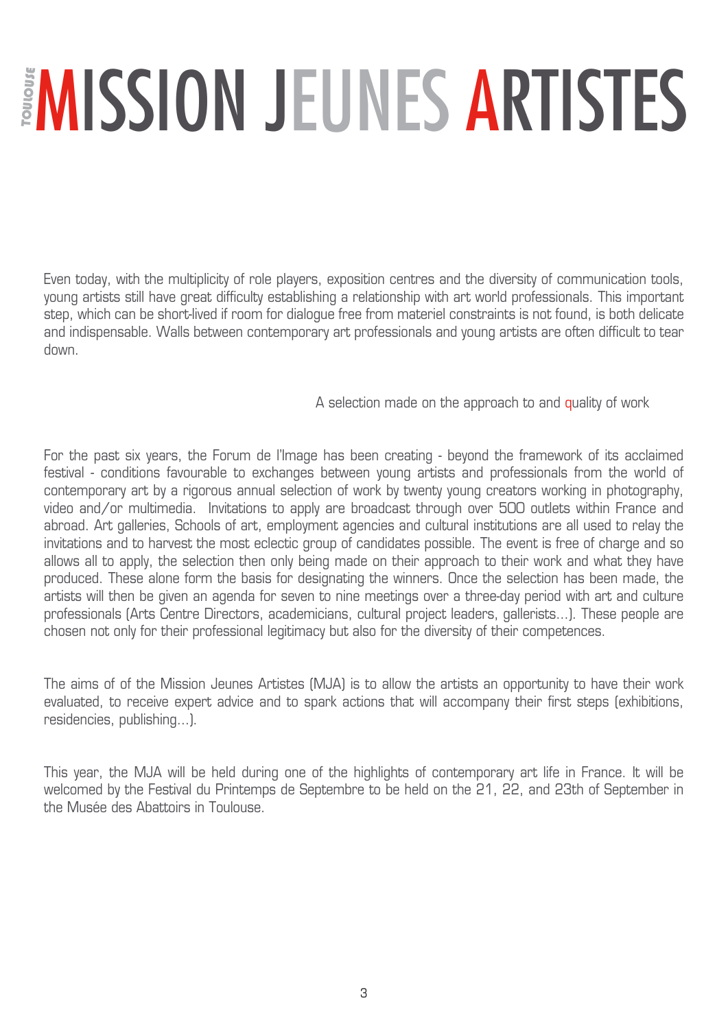# TOULOUSE MISSION JEUNES ARTISTES

Even today, with the multiplicity of role players, exposition centres and the diversity of communication tools, young artists still have great difficulty establishing a relationship with art world professionals. This important step, which can be short-lived if room for dialogue free from materiel constraints is not found, is both delicate and indispensable. Walls between contemporary art professionals and young artists are often difficult to tear down.

A selection made on the approach to and quality of work

For the past six years, the Forum de l'Image has been creating - beyond the framework of its acclaimed festival - conditions favourable to exchanges between young artists and professionals from the world of contemporary art by a rigorous annual selection of work by twenty young creators working in photography, video and/or multimedia. Invitations to apply are broadcast through over 500 outlets within France and abroad. Art galleries, Schools of art, employment agencies and cultural institutions are all used to relay the invitations and to harvest the most eclectic group of candidates possible. The event is free of charge and so allows all to apply, the selection then only being made on their approach to their work and what they have produced. These alone form the basis for designating the winners. Once the selection has been made, the artists will then be given an agenda for seven to nine meetings over a three-day period with art and culture professionals (Arts Centre Directors, academicians, cultural project leaders, gallerists…). These people are chosen not only for their professional legitimacy but also for the diversity of their competences.

The aims of of the Mission Jeunes Artistes (MJA) is to allow the artists an opportunity to have their work evaluated, to receive expert advice and to spark actions that will accompany their first steps (exhibitions, residencies, publishing…).

This year, the MJA will be held during one of the highlights of contemporary art life in France. It will be welcomed by the Festival du Printemps de Septembre to be held on the 21, 22, and 23th of September in the Musée des Abattoirs in Toulouse.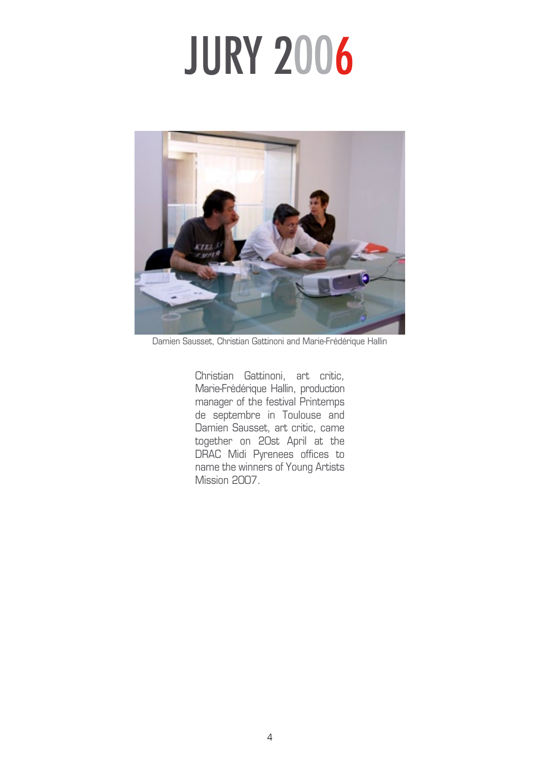# JURY 2006

Damien Sausset, Christian Gattinoni and Marie-Frédérique Hallin

Christian Gattinoni, art critic, Marie-Frédérique Hallin, production manager of the festival Printemps de septembre in Toulouse and Damien Sausset, art critic, came together on 20st April at the DRAC Midi Pyrenees offices to name the winners of Young Artists Mission 2007.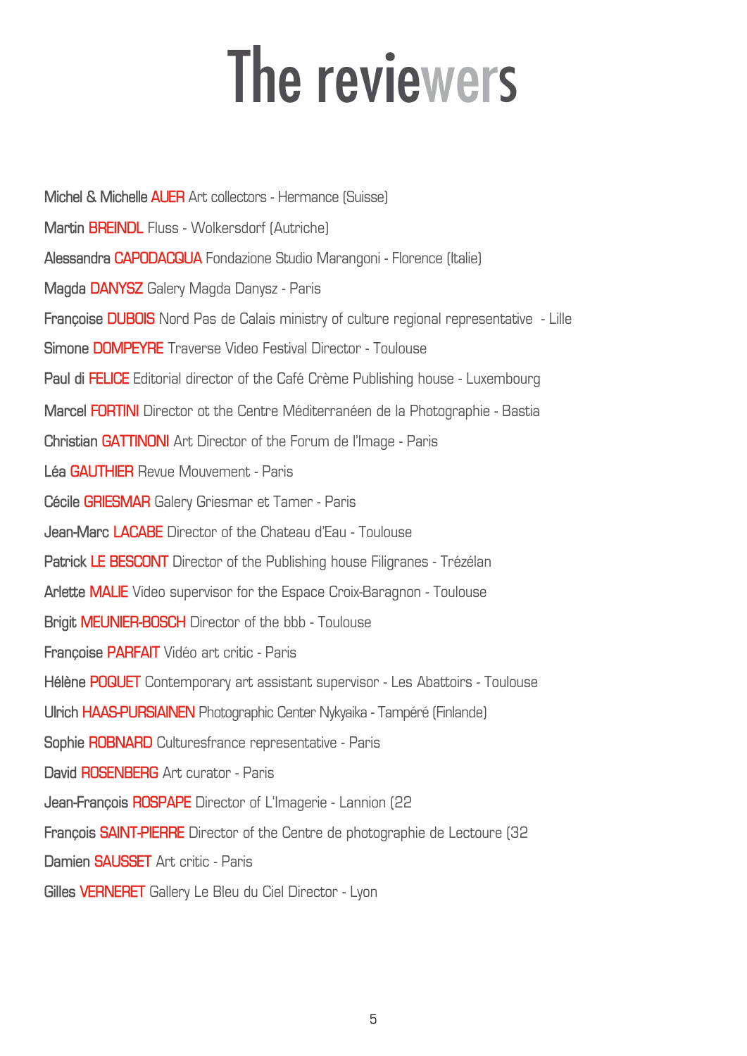# The reviewers

Michel & Michelle AUER Art collectors - Hermance (Suisse)

Martin BREINDL Fluss - Wolkersdorf (Autriche)

Alessandra CAPODACQUA Fondazione Studio Marangoni - Florence (Italie)

Magda DANYSZ Galery Magda Danysz - Paris

Françoise DUBOIS Nord Pas de Calais ministry of culture regional representative - Lille

Simone DOMPEYRE Traverse Video Festival Director - Toulouse

Paul di FELICE Editorial director of the Café Crème Publishing house - Luxembourg

Marcel FORTINI Director ot the Centre Méditerranéen de la Photographie - Bastia

Christian GATTINONI Art Director of the Forum de l'Image - Paris

Léa GAUTHIER Revue Mouvement - Paris

Cécile GRIESMAR Galery Griesmar et Tamer - Paris

Jean-Marc LACABE Director of the Chateau d'Eau - Toulouse

Patrick LE BESCONT Director of the Publishing house Filigranes - Trézélan

Arlette MALIE Video supervisor for the Espace Croix-Baragnon - Toulouse

Brigit MEUNIER-BOSCH Director of the bbb - Toulouse

Françoise PARFAIT Vidéo art critic - Paris

Hélène POQUET Contemporary art assistant supervisor - Les Abattoirs - Toulouse

Ulrich HAAS-PURSIAINEN Photographic Center Nykyaika - Tampéré (Finlande)

Sophie ROBNARD Culturesfrance representative - Paris

David ROSENBERG Art curator - Paris

Jean-François ROSPAPE Director of L'Imagerie - Lannion (22

François SAINT-PIERRE Director of the Centre de photographie de Lectoure (32

Damien SAUSSET Art critic - Paris

Gilles VERNERET Gallery Le Bleu du Ciel Director - Lyon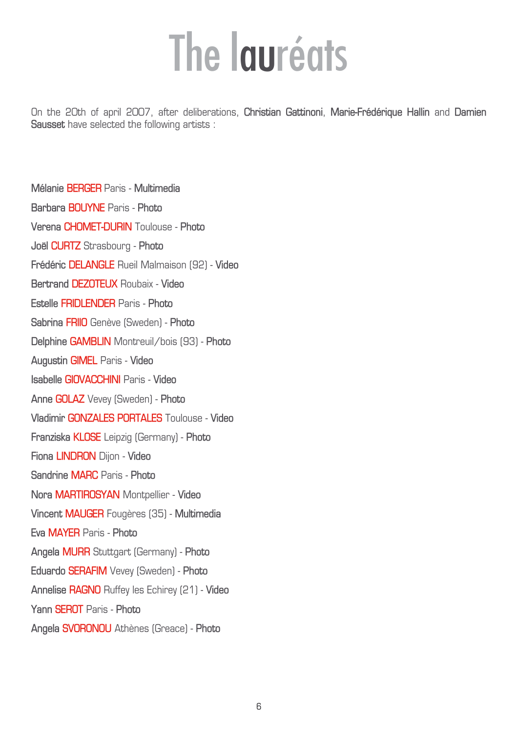# The lauréats

On the 20th of april 2007, after deliberations, **Christian Gattinoni**, **Marie-Frédérique Hallin** and **Damien Sausset** have selected the following artists :

**Mélanie BERGER** Paris - **Multimedia**

**Barbara BOUYNE** Paris - **Photo**

**Verena CHOMET-DURIN** Toulouse - **Photo**

**Joël CURTZ** Strasbourg - **Photo**

**Frédéric DELANGLE** Rueil Malmaison (92) - **Video**

**Bertrand DEZOTEUX** Roubaix - **Video**

**Estelle FRIDLENDER** Paris - **Photo**

**Sabrina FRIIO** Genève (Sweden) - **Photo**

**Delphine GAMBLIN** Montreuil/bois (93) - **Photo**

**Augustin GIMEL** Paris - **Video**

**Isabelle GIOVACCHINI** Paris - **Video**

**Anne GOLAZ** Vevey (Sweden) - **Photo**

**Vladimir GONZALES PORTALES** Toulouse - **Video**

**Franziska KLOSE** Leipzig (Germany) - **Photo**

**Fiona LINDRON** Dijon - **Video**

**Sandrine MARC** Paris - **Photo**

**Nora MARTIROSYAN** Montpellier - **Video**

**Vincent MAUGER** Fougères (35) - **Multimedia**

**Eva MAYER** Paris - **Photo**

**Angela MURR** Stuttgart (Germany) - **Photo**

**Eduardo SERAFIM** Vevey (Sweden) - **Photo**

**Annelise RAGNO** Ruffey les Echirey (21) - **Video**

**Yann SEROT** Paris - **Photo**

**Angela SVORONOU** Athènes (Greace) - **Photo**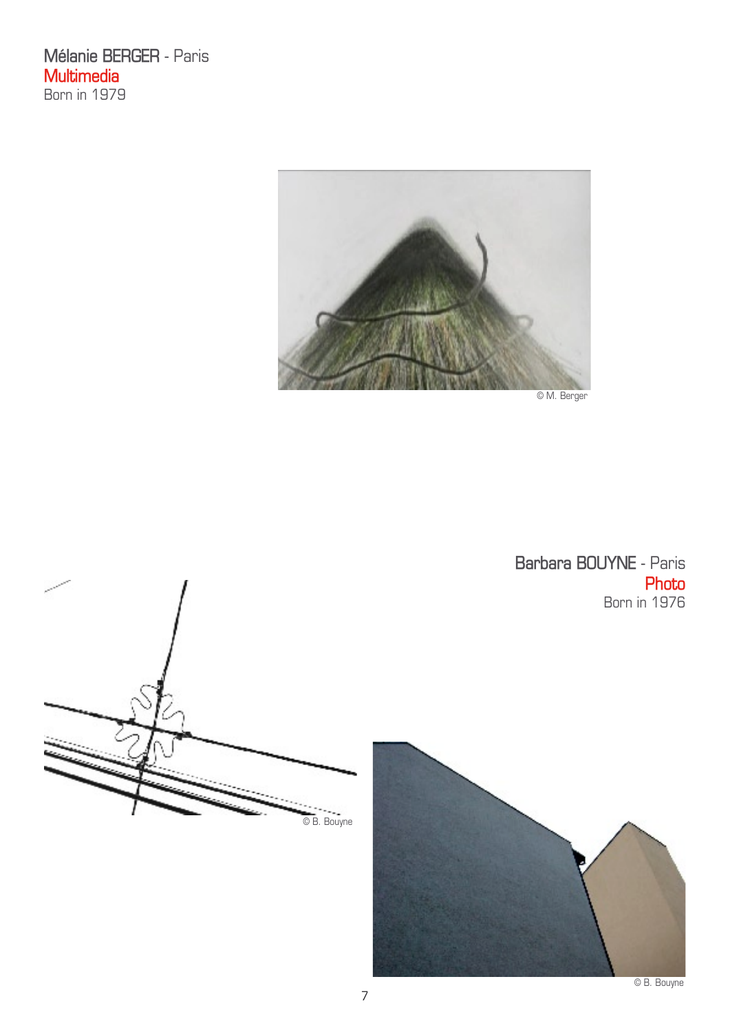Mélanie BERGER - Paris
Multimedia
Born in 1979

© M. Berger

Barbara BOUYNE - Paris
Photo
Born in 1976

© B. Bouyne

© B. Bouyne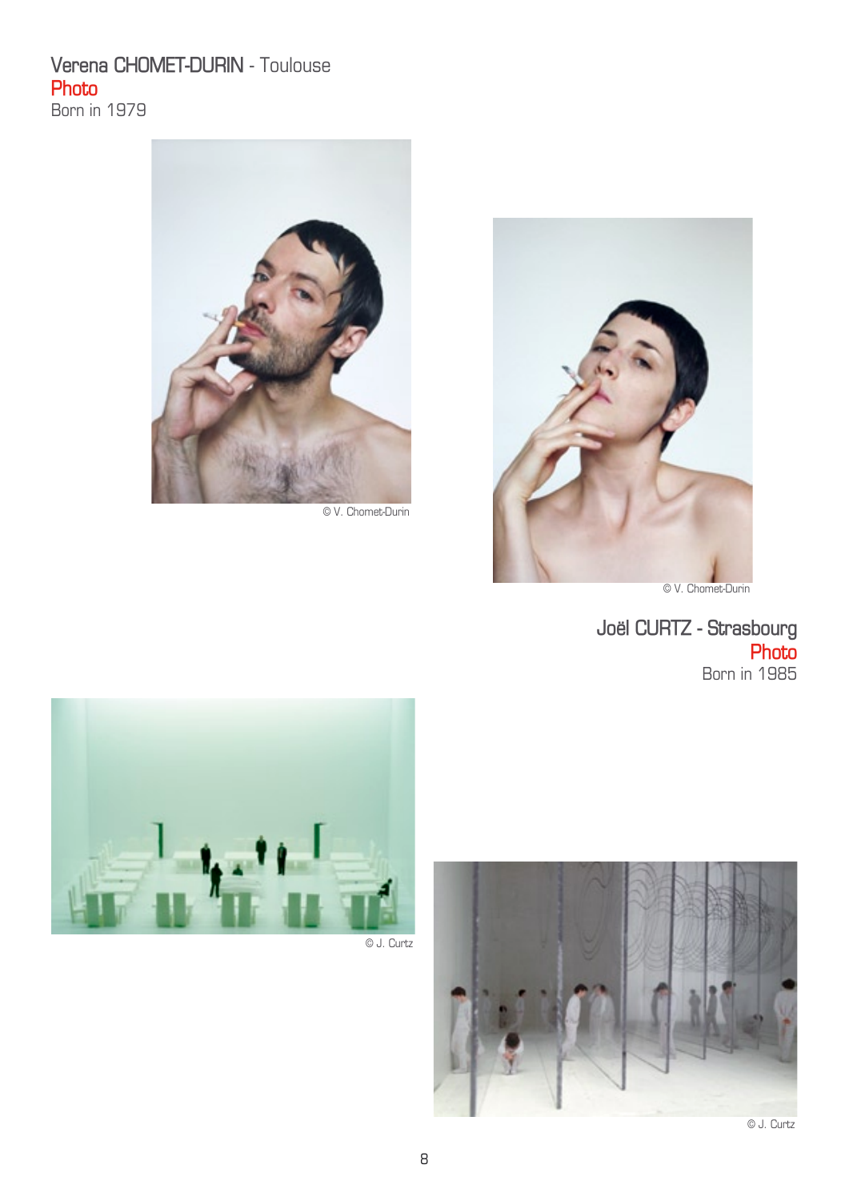## Verena CHOMET-DURIN - Toulouse

Photo

Born in 1979

© V. Chomet-Durin

© V. Chomet-Durin

## Joël CURTZ - Strasbourg

Photo

Born in 1985

© J. Curtz

© J. Curtz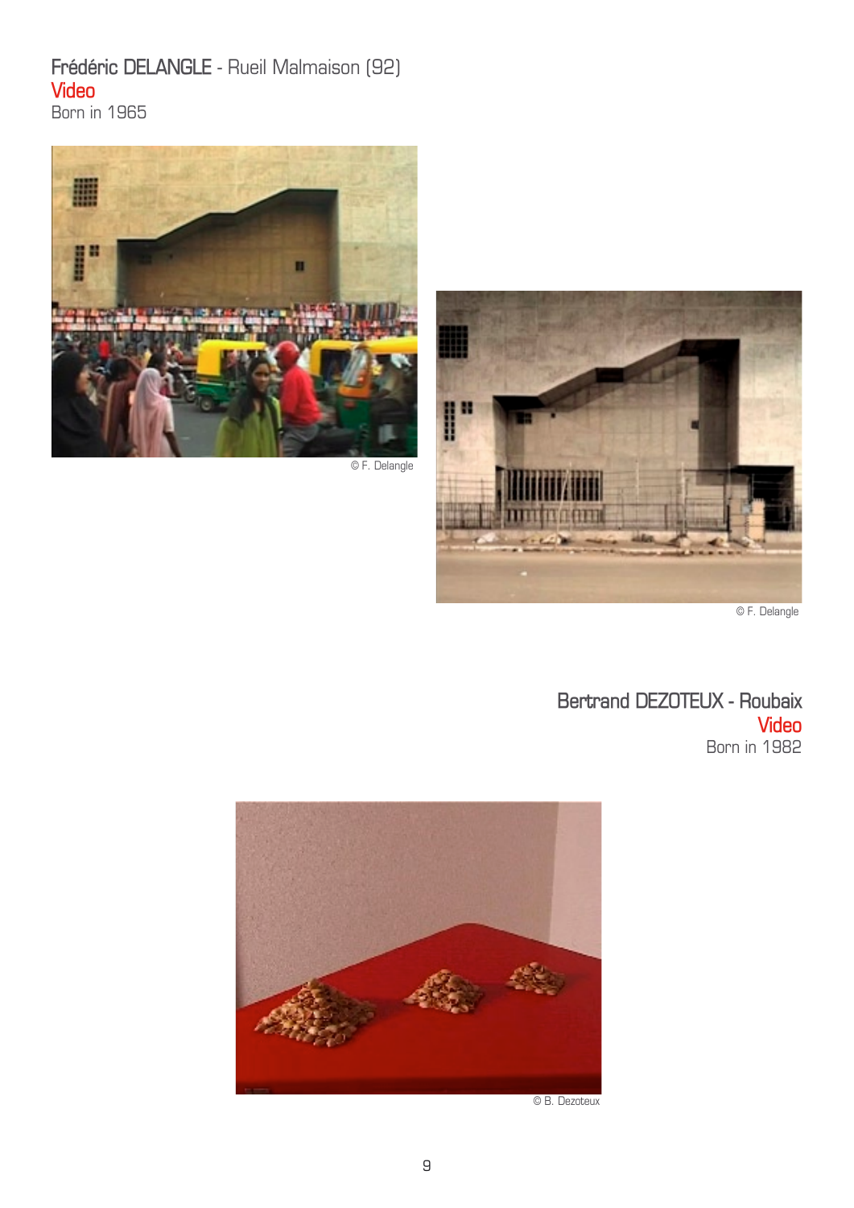## Frédéric DELANGLE - Rueil Malmaison (92)

Video

Born in 1965

© F. Delangle

© F. Delangle

## Bertrand DEZOTEUX - Roubaix

Video

Born in 1982

© B. Dezoteux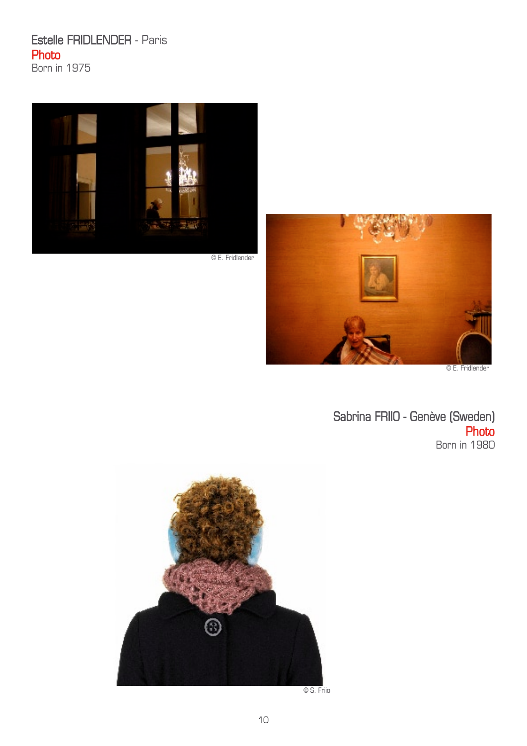Estelle FRIDLENDER - Paris

Photo

Born in 1975

© E. Fridlender

© E. Fridlender

Sabrina FRIIO - Genève (Sweden)

Photo

Born in 1980

© S. Friio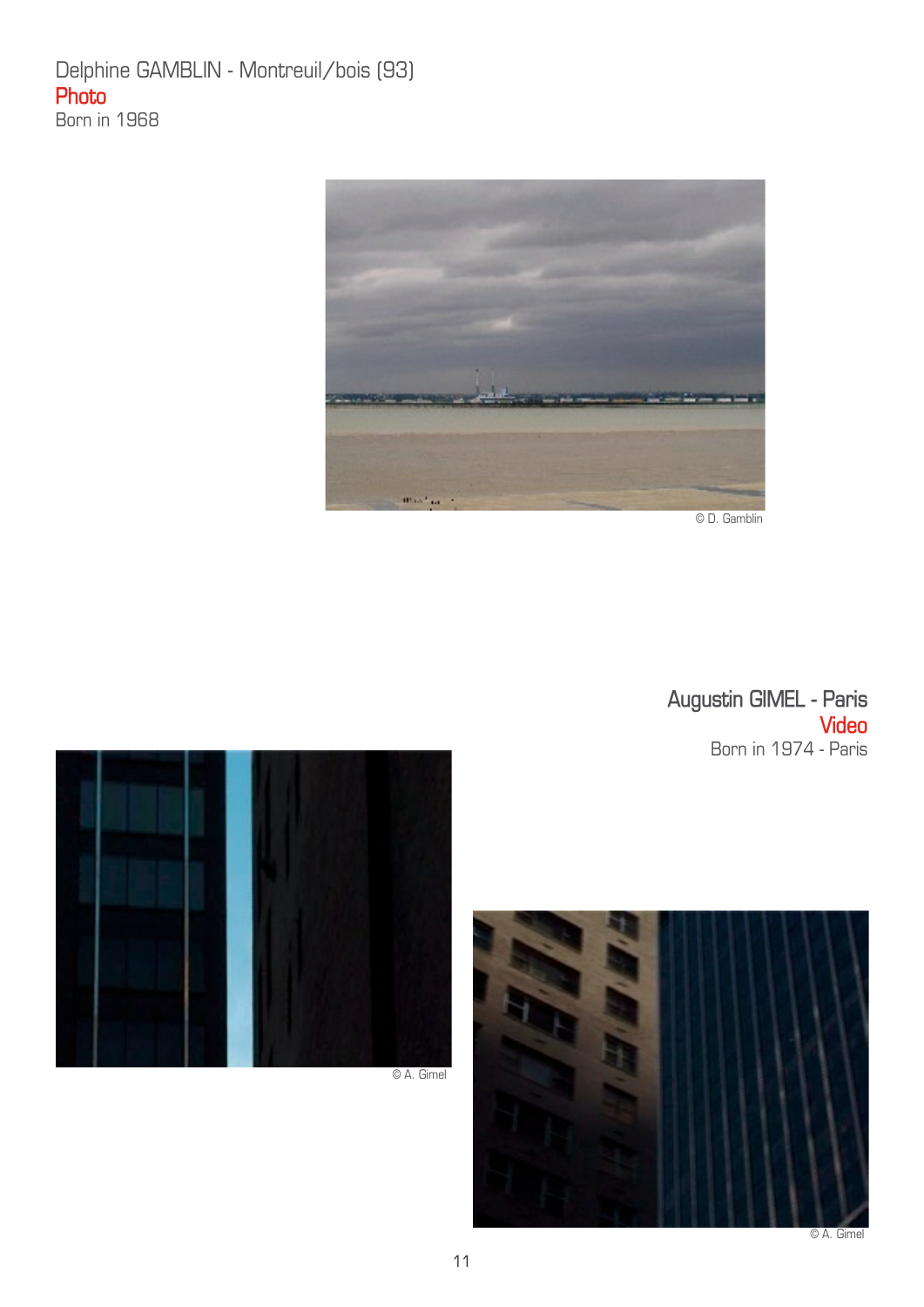Delphine GAMBLIN - Montreuil/bois (93)

Photo

Born in 1968

© D. Gamblin

Augustin GIMEL - Paris

Video

Born in 1974 - Paris

© A. Gimel

© A. Gimel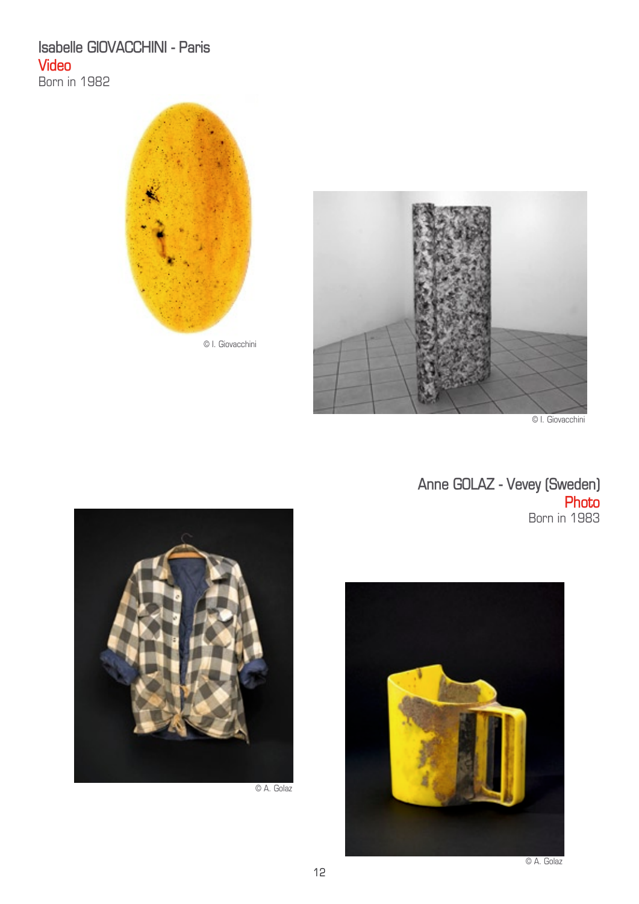## Isabelle GIOVACCHINI - Paris

Video

Born in 1982

© I. Giovacchini

© I. Giovacchini

## Anne GOLAZ - Vevey (Sweden)

Photo

Born in 1983

© A. Golaz

© A. Golaz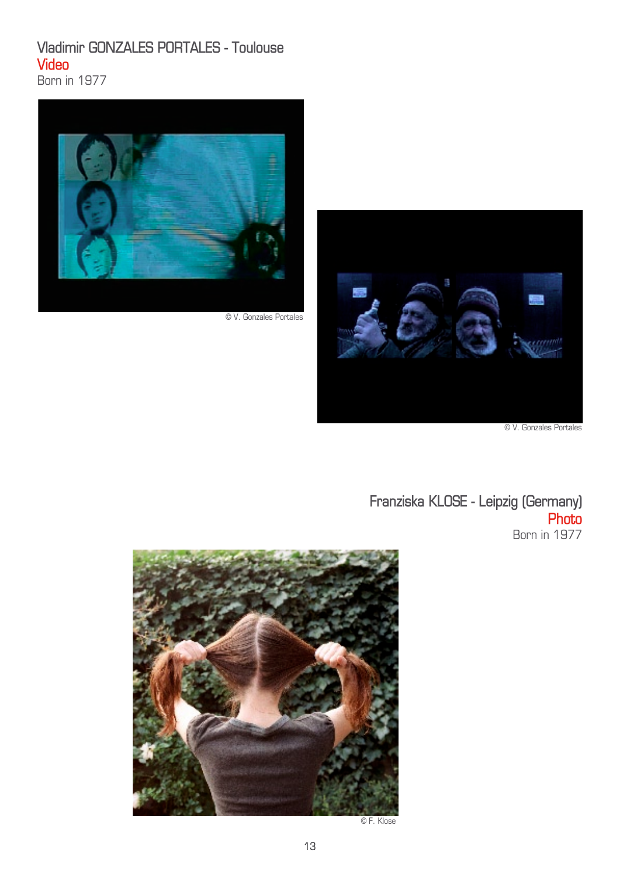## Vladimir GONZALES PORTALES - Toulouse

**Video**

Born in 1977

© V. Gonzales Portales

© V. Gonzales Portales

## Franziska KLOSE - Leipzig (Germany)

**Photo**

Born in 1977

© F. Klose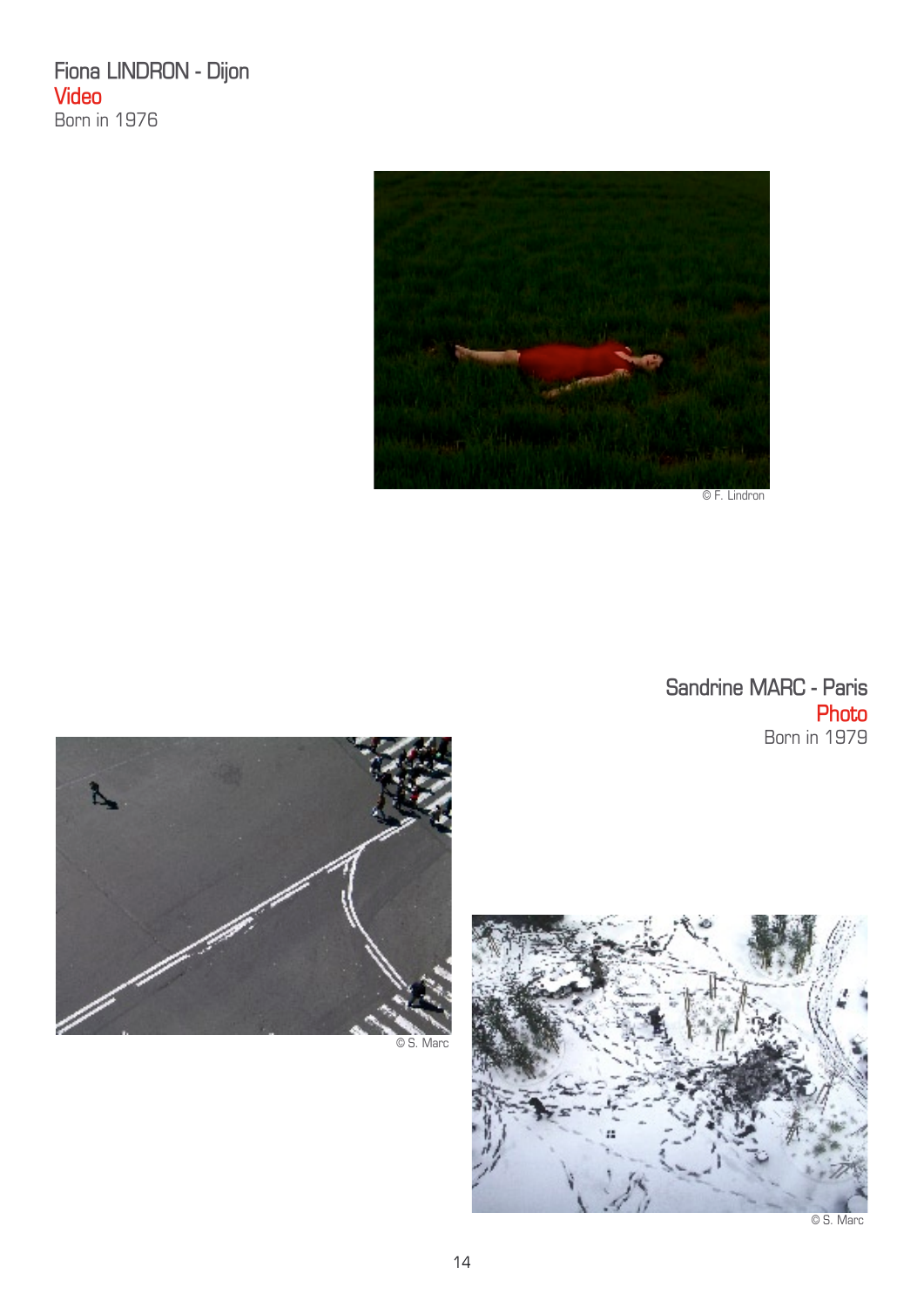## Fiona LINDRON - Dijon

Video

Born in 1976

© F. Lindron

## Sandrine MARC - Paris

Photo

Born in 1979

© S. Marc

© S. Marc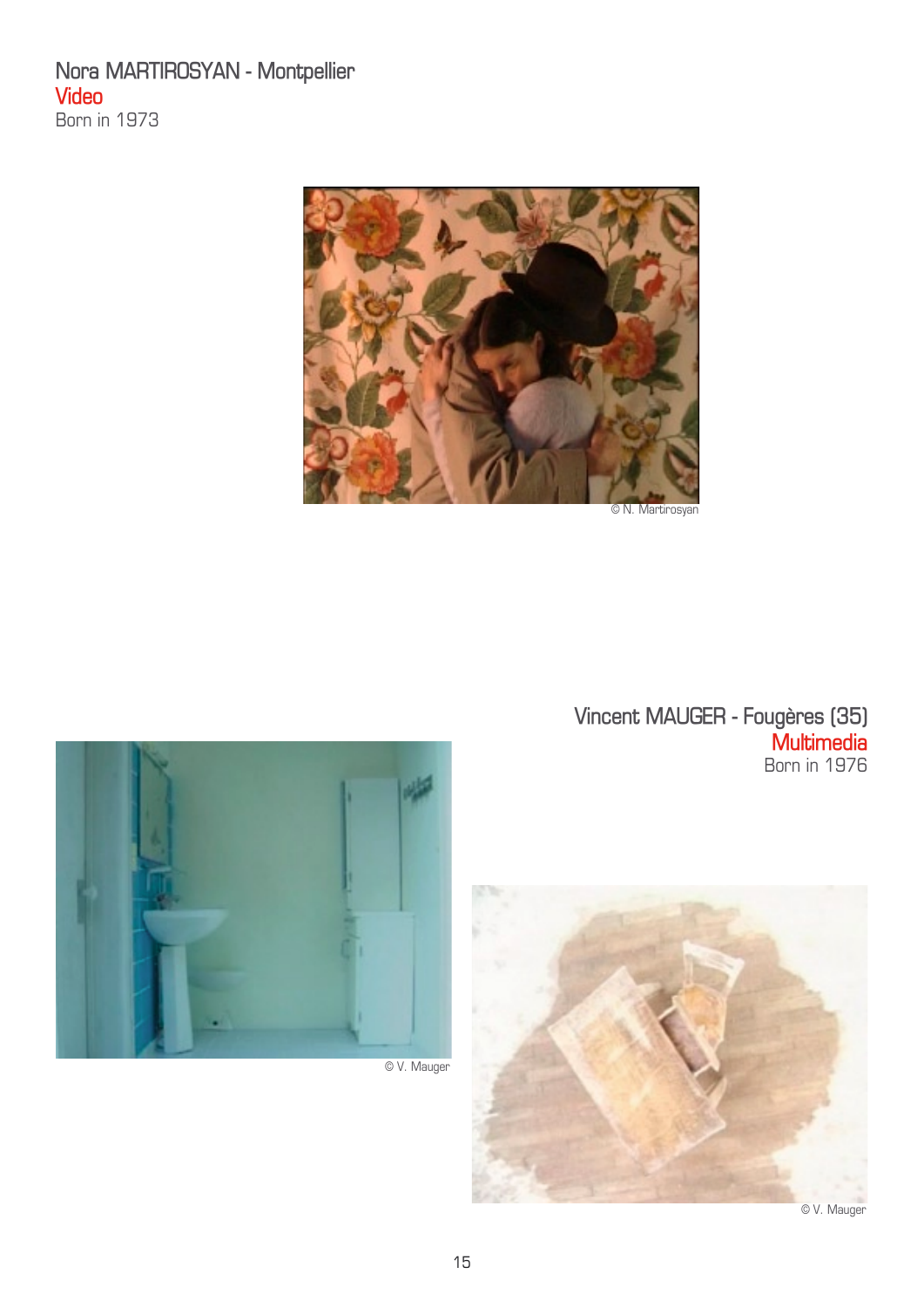## Nora MARTIROSYAN - Montpellier

**Video**

Born in 1973

© N. Martirosyan

## Vincent MAUGER - Fougères (35)

**Multimedia**

Born in 1976

© V. Mauger

© V. Mauger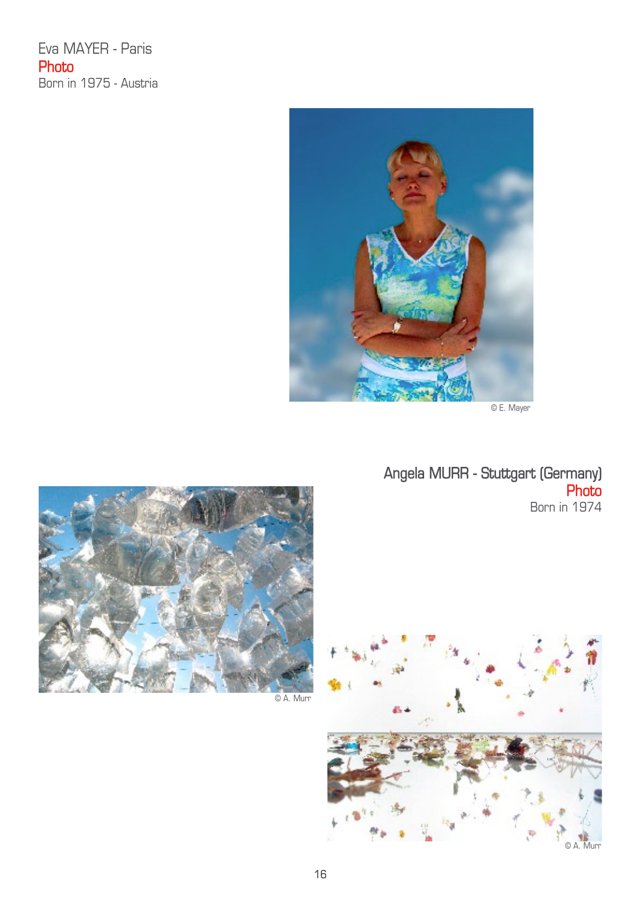Eva MAYER - Paris
Photo
Born in 1975 - Austria

© E. Mayer

Angela MURR - Stuttgart (Germany)
Photo
Born in 1974

© A. Murr

© A. Murr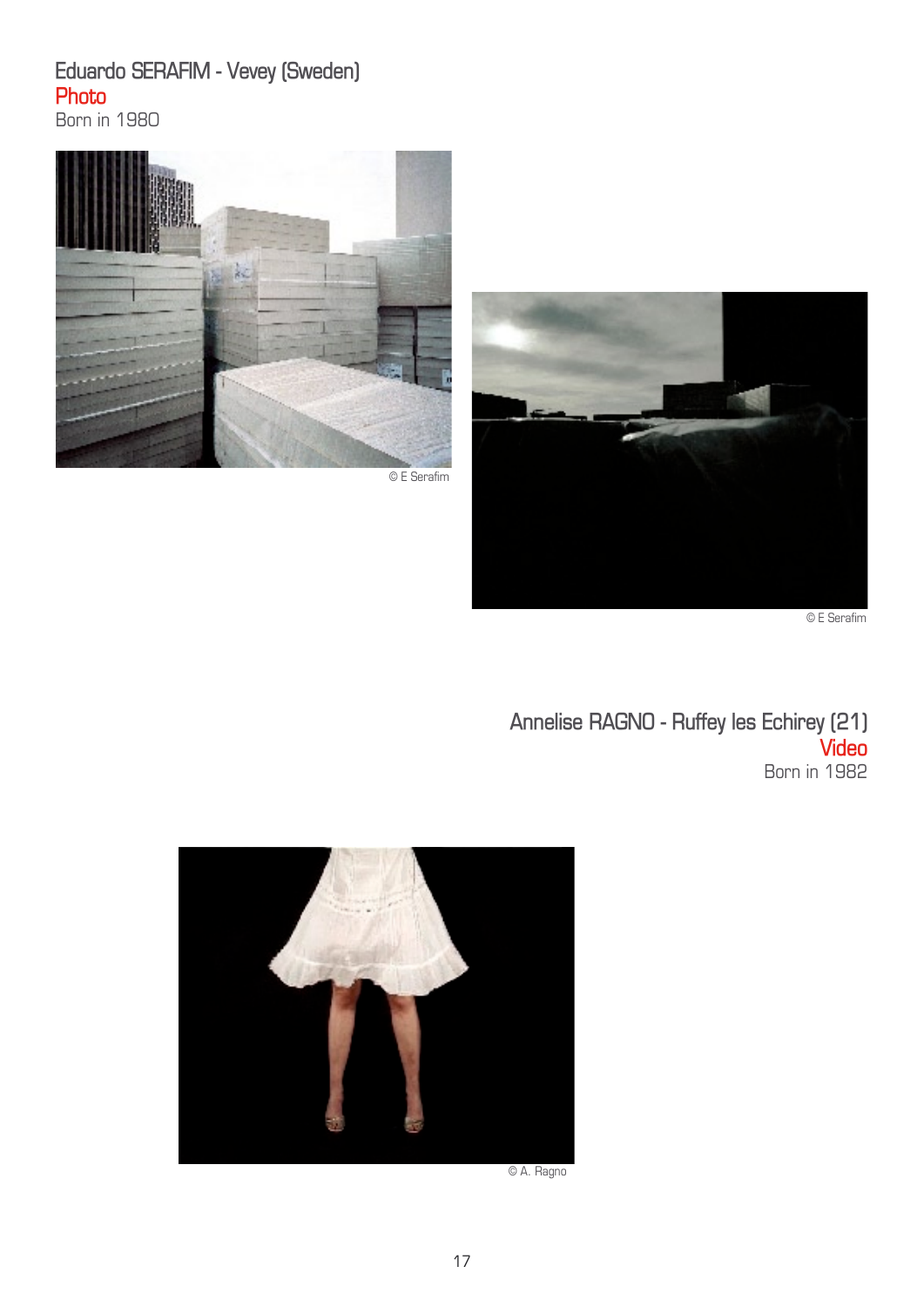## Eduardo SERAFIM - Vevey (Sweden)

**Photo**

Born in 1980

© E Serafim

© E Serafim

## Annelise RAGNO - Ruffey les Echirey (21)

**Video**

Born in 1982

© A. Ragno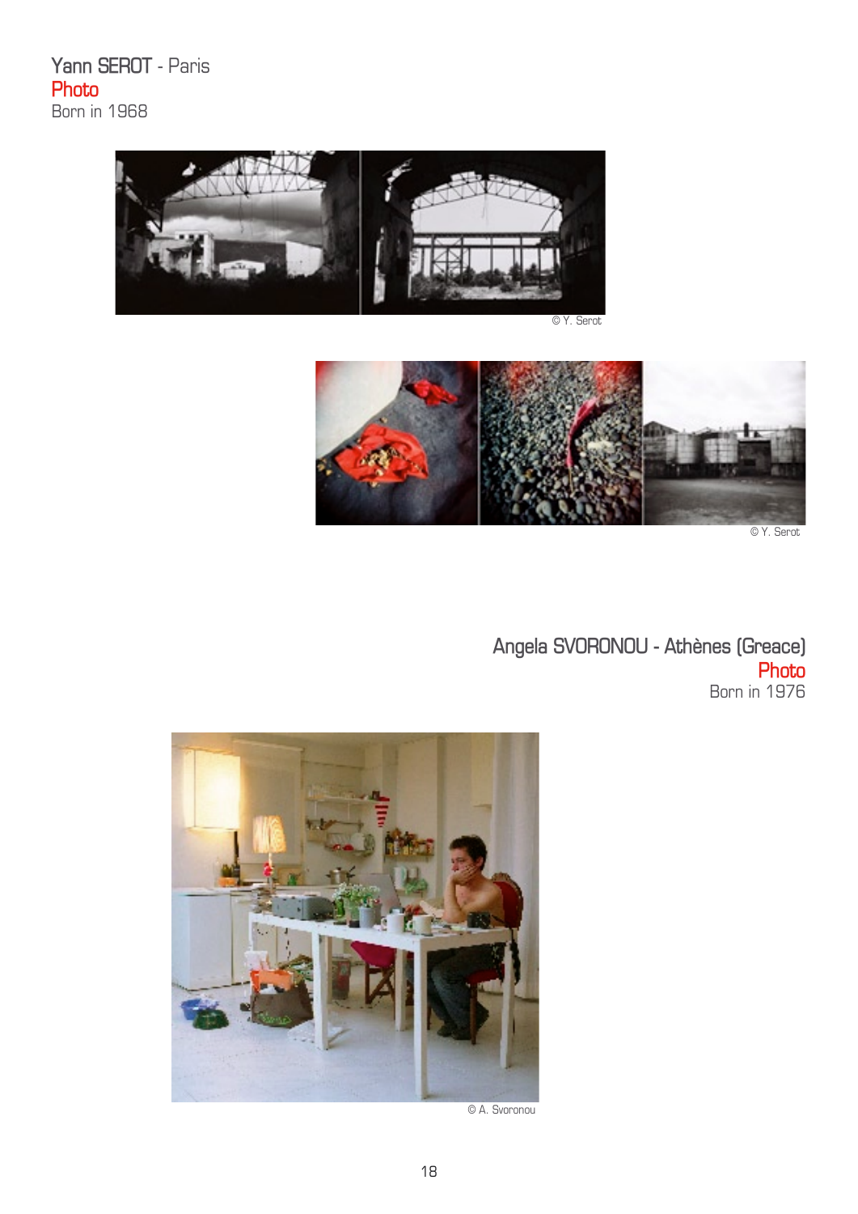Yann SEROT - Paris
Photo
Born in 1968

© Y. Serot

© Y. Serot

Angela SVORONOU - Athènes (Greace)
Photo
Born in 1976

© A. Svoronou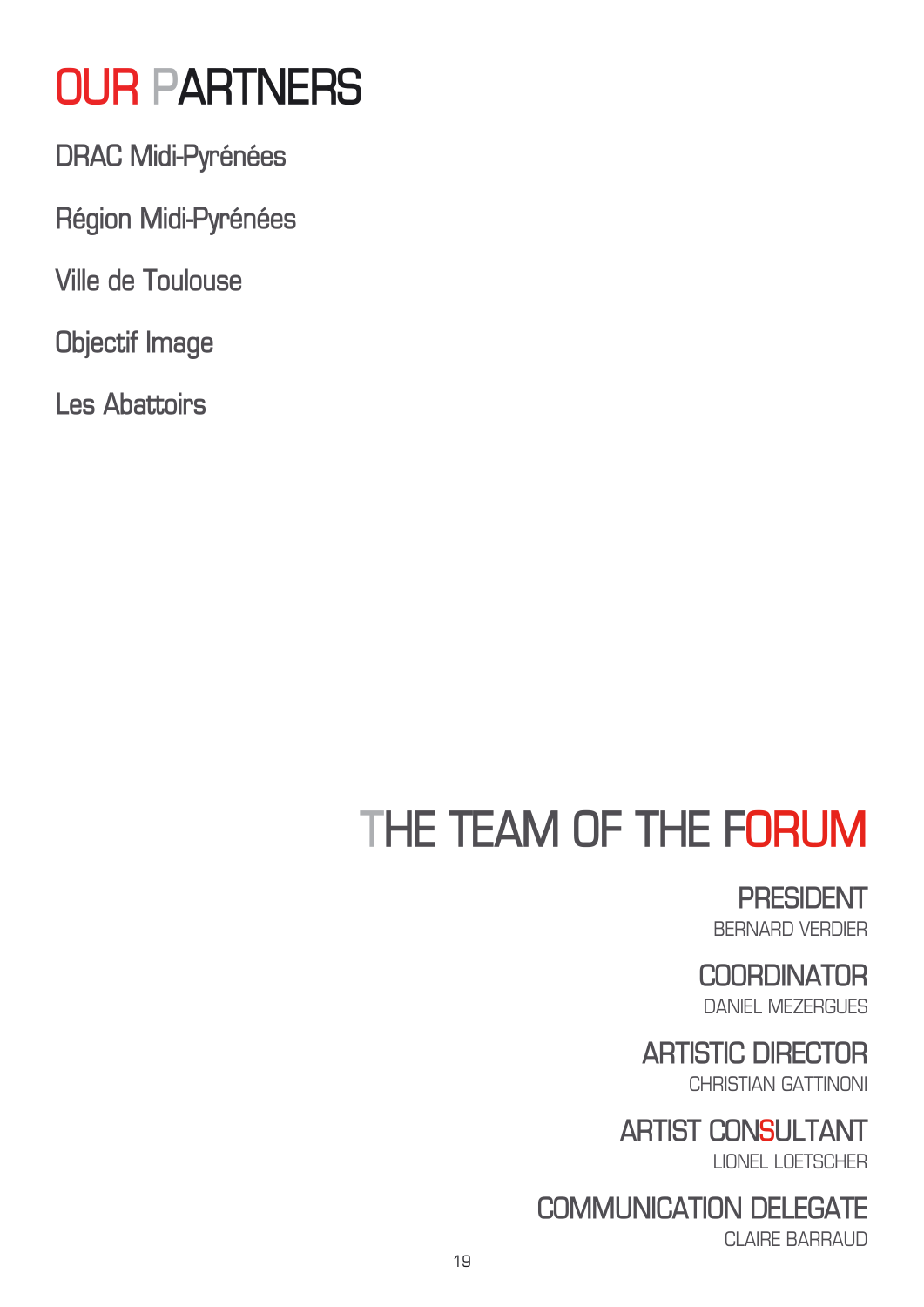# OUR PARTNERS

DRAC Midi-Pyrénées

Région Midi-Pyrénées

Ville de Toulouse

Objectif Image

Les Abattoirs

# THE TEAM OF THE FORUM

### PRESIDENT
BERNARD VERDIER

### COORDINATOR
DANIEL MEZERGUES

### ARTISTIC DIRECTOR
CHRISTIAN GATTINONI

### ARTIST CONSULTANT
LIONEL LOETSCHER

### COMMUNICATION DELEGATE
CLAIRE BARRAUD